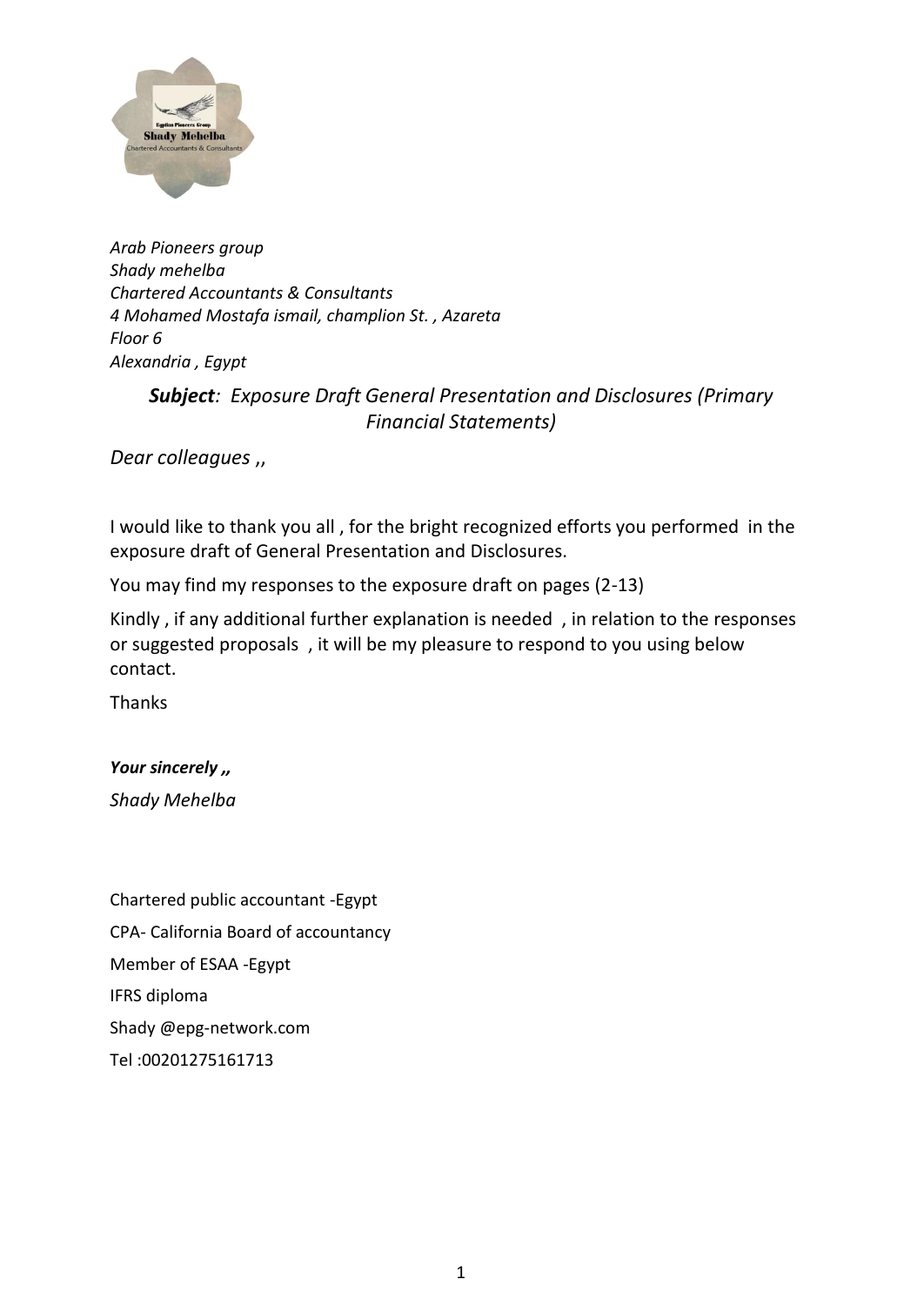*Arab Pioneers group*
*Shady mehelba*
*Chartered Accountants & Consultants*
*4 Mohamed Mostafa ismail, champlion St. , Azareta*
*Floor 6*
*Alexandria , Egypt*

***Subject**: Exposure Draft General Presentation and Disclosures (Primary Financial Statements)*

*Dear colleagues* ,,

I would like to thank you all , for the bright recognized efforts you performed in the exposure draft of General Presentation and Disclosures.

You may find my responses to the exposure draft on pages (2-13)

Kindly , if any additional further explanation is needed , in relation to the responses or suggested proposals , it will be my pleasure to respond to you using below contact.

Thanks

***Your sincerely ,,***

*Shady Mehelba*

Chartered public accountant -Egypt
CPA- California Board of accountancy
Member of ESAA -Egypt
IFRS diploma
Shady @epg-network.com
Tel :00201275161713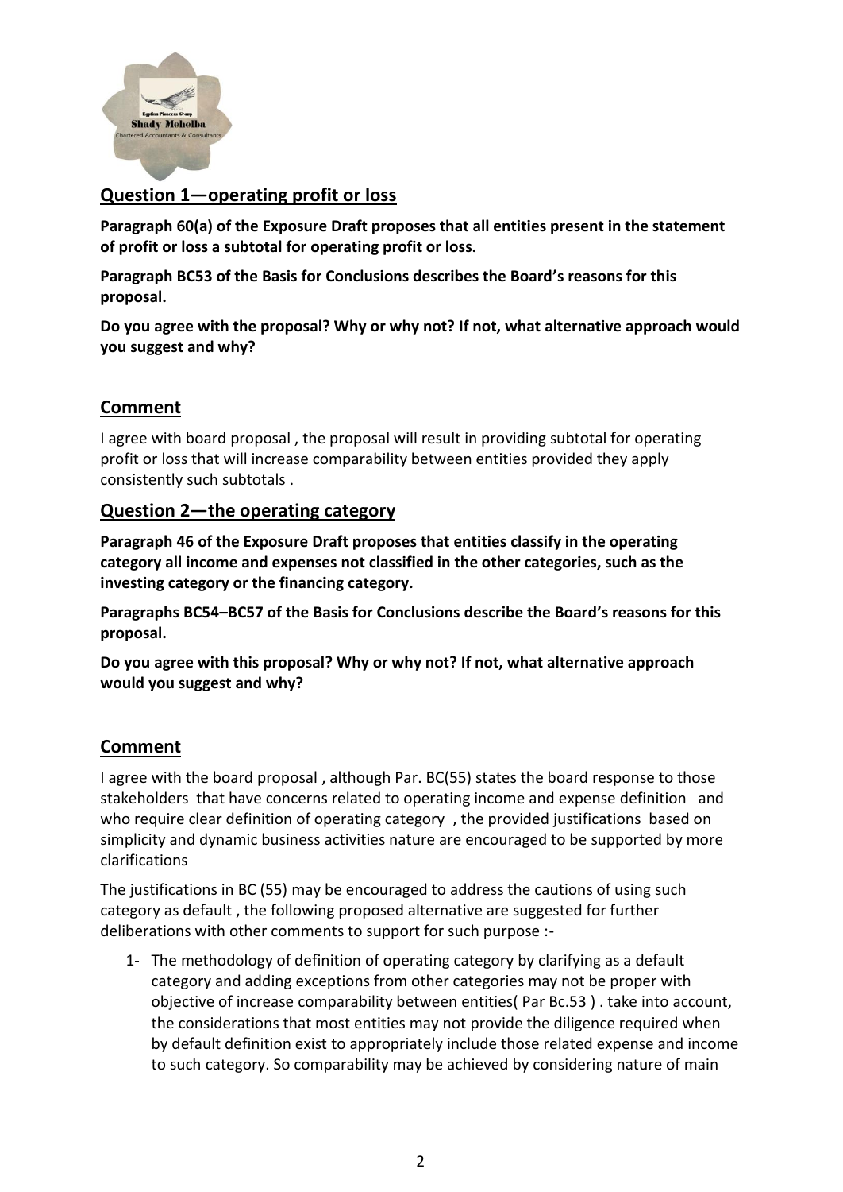## Question 1—operating profit or loss

**Paragraph 60(a) of the Exposure Draft proposes that all entities present in the statement of profit or loss a subtotal for operating profit or loss.**

**Paragraph BC53 of the Basis for Conclusions describes the Board's reasons for this proposal.**

**Do you agree with the proposal? Why or why not? If not, what alternative approach would you suggest and why?**

## Comment

I agree with board proposal , the proposal will result in providing subtotal for operating profit or loss that will increase comparability between entities provided they apply consistently such subtotals .

## Question 2—the operating category

**Paragraph 46 of the Exposure Draft proposes that entities classify in the operating category all income and expenses not classified in the other categories, such as the investing category or the financing category.**

**Paragraphs BC54–BC57 of the Basis for Conclusions describe the Board's reasons for this proposal.**

**Do you agree with this proposal? Why or why not? If not, what alternative approach would you suggest and why?**

## Comment

I agree with the board proposal , although Par. BC(55) states the board response to those stakeholders that have concerns related to operating income and expense definition and who require clear definition of operating category , the provided justifications based on simplicity and dynamic business activities nature are encouraged to be supported by more clarifications

The justifications in BC (55) may be encouraged to address the cautions of using such category as default , the following proposed alternative are suggested for further deliberations with other comments to support for such purpose :-

1- The methodology of definition of operating category by clarifying as a default category and adding exceptions from other categories may not be proper with objective of increase comparability between entities( Par Bc.53 ) . take into account, the considerations that most entities may not provide the diligence required when by default definition exist to appropriately include those related expense and income to such category. So comparability may be achieved by considering nature of main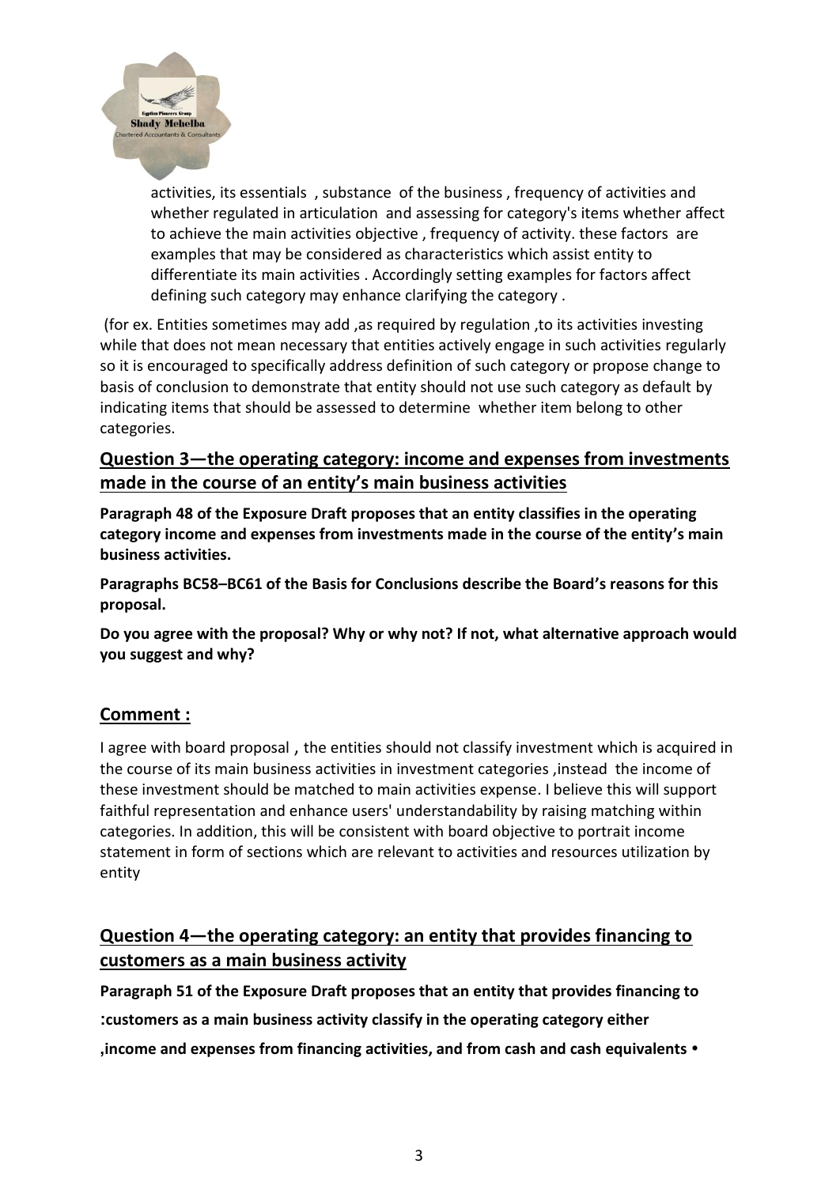activities, its essentials , substance of the business , frequency of activities and whether regulated in articulation and assessing for category's items whether affect to achieve the main activities objective , frequency of activity. these factors are examples that may be considered as characteristics which assist entity to differentiate its main activities . Accordingly setting examples for factors affect defining such category may enhance clarifying the category .

(for ex. Entities sometimes may add ,as required by regulation ,to its activities investing while that does not mean necessary that entities actively engage in such activities regularly so it is encouraged to specifically address definition of such category or propose change to basis of conclusion to demonstrate that entity should not use such category as default by indicating items that should be assessed to determine whether item belong to other categories.

## Question 3—the operating category: income and expenses from investments made in the course of an entity's main business activities

**Paragraph 48 of the Exposure Draft proposes that an entity classifies in the operating category income and expenses from investments made in the course of the entity's main business activities.**

**Paragraphs BC58–BC61 of the Basis for Conclusions describe the Board's reasons for this proposal.**

**Do you agree with the proposal? Why or why not? If not, what alternative approach would you suggest and why?**

## Comment :

I agree with board proposal , the entities should not classify investment which is acquired in the course of its main business activities in investment categories ,instead the income of these investment should be matched to main activities expense. I believe this will support faithful representation and enhance users' understandability by raising matching within categories. In addition, this will be consistent with board objective to portrait income statement in form of sections which are relevant to activities and resources utilization by entity

## Question 4—the operating category: an entity that provides financing to customers as a main business activity

**Paragraph 51 of the Exposure Draft proposes that an entity that provides financing to customers as a main business activity classify in the operating category either:**

- **income and expenses from financing activities, and from cash and cash equivalents,**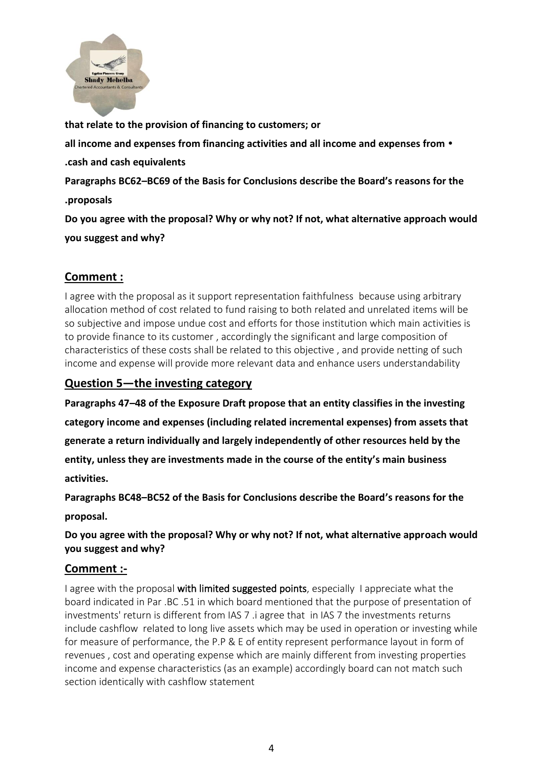**that relate to the provision of financing to customers; or**

- **all income and expenses from financing activities and all income and expenses from cash and cash equivalents.**

**Paragraphs BC62–BC69 of the Basis for Conclusions describe the Board's reasons for the proposals.**

**Do you agree with the proposal? Why or why not? If not, what alternative approach would you suggest and why?**

## Comment :

I agree with the proposal as it support representation faithfulness because using arbitrary allocation method of cost related to fund raising to both related and unrelated items will be so subjective and impose undue cost and efforts for those institution which main activities is to provide finance to its customer , accordingly the significant and large composition of characteristics of these costs shall be related to this objective , and provide netting of such income and expense will provide more relevant data and enhance users understandability

## Question 5—the investing category

**Paragraphs 47–48 of the Exposure Draft propose that an entity classifies in the investing category income and expenses (including related incremental expenses) from assets that generate a return individually and largely independently of other resources held by the entity, unless they are investments made in the course of the entity's main business activities.**

**Paragraphs BC48–BC52 of the Basis for Conclusions describe the Board's reasons for the proposal.**

**Do you agree with the proposal? Why or why not? If not, what alternative approach would you suggest and why?**

## Comment :-

I agree with the proposal with limited suggested points, especially I appreciate what the board indicated in Par .BC .51 in which board mentioned that the purpose of presentation of investments' return is different from IAS 7 .i agree that in IAS 7 the investments returns include cashflow related to long live assets which may be used in operation or investing while for measure of performance, the P.P & E of entity represent performance layout in form of revenues , cost and operating expense which are mainly different from investing properties income and expense characteristics (as an example) accordingly board can not match such section identically with cashflow statement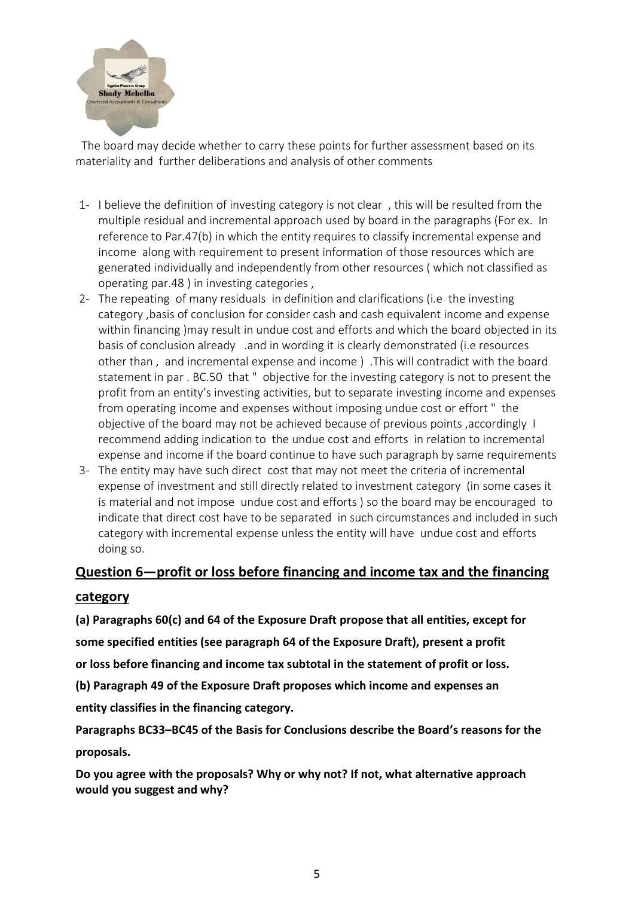The board may decide whether to carry these points for further assessment based on its materiality and further deliberations and analysis of other comments

1- I believe the definition of investing category is not clear , this will be resulted from the multiple residual and incremental approach used by board in the paragraphs (For ex. In reference to Par.47(b) in which the entity requires to classify incremental expense and income along with requirement to present information of those resources which are generated individually and independently from other resources ( which not classified as operating par.48 ) in investing categories ,
2- The repeating of many residuals in definition and clarifications (i.e the investing category ,basis of conclusion for consider cash and cash equivalent income and expense within financing )may result in undue cost and efforts and which the board objected in its basis of conclusion already .and in wording it is clearly demonstrated (i.e resources other than , and incremental expense and income ) .This will contradict with the board statement in par . BC.50 that " objective for the investing category is not to present the profit from an entity's investing activities, but to separate investing income and expenses from operating income and expenses without imposing undue cost or effort " the objective of the board may not be achieved because of previous points ,accordingly I recommend adding indication to the undue cost and efforts in relation to incremental expense and income if the board continue to have such paragraph by same requirements
3- The entity may have such direct cost that may not meet the criteria of incremental expense of investment and still directly related to investment category (in some cases it is material and not impose undue cost and efforts ) so the board may be encouraged to indicate that direct cost have to be separated in such circumstances and included in such category with incremental expense unless the entity will have undue cost and efforts doing so.

## Question 6—profit or loss before financing and income tax and the financing category

**(a) Paragraphs 60(c) and 64 of the Exposure Draft propose that all entities, except for some specified entities (see paragraph 64 of the Exposure Draft), present a profit or loss before financing and income tax subtotal in the statement of profit or loss.**

**(b) Paragraph 49 of the Exposure Draft proposes which income and expenses an entity classifies in the financing category.**

**Paragraphs BC33–BC45 of the Basis for Conclusions describe the Board's reasons for the proposals.**

**Do you agree with the proposals? Why or why not? If not, what alternative approach would you suggest and why?**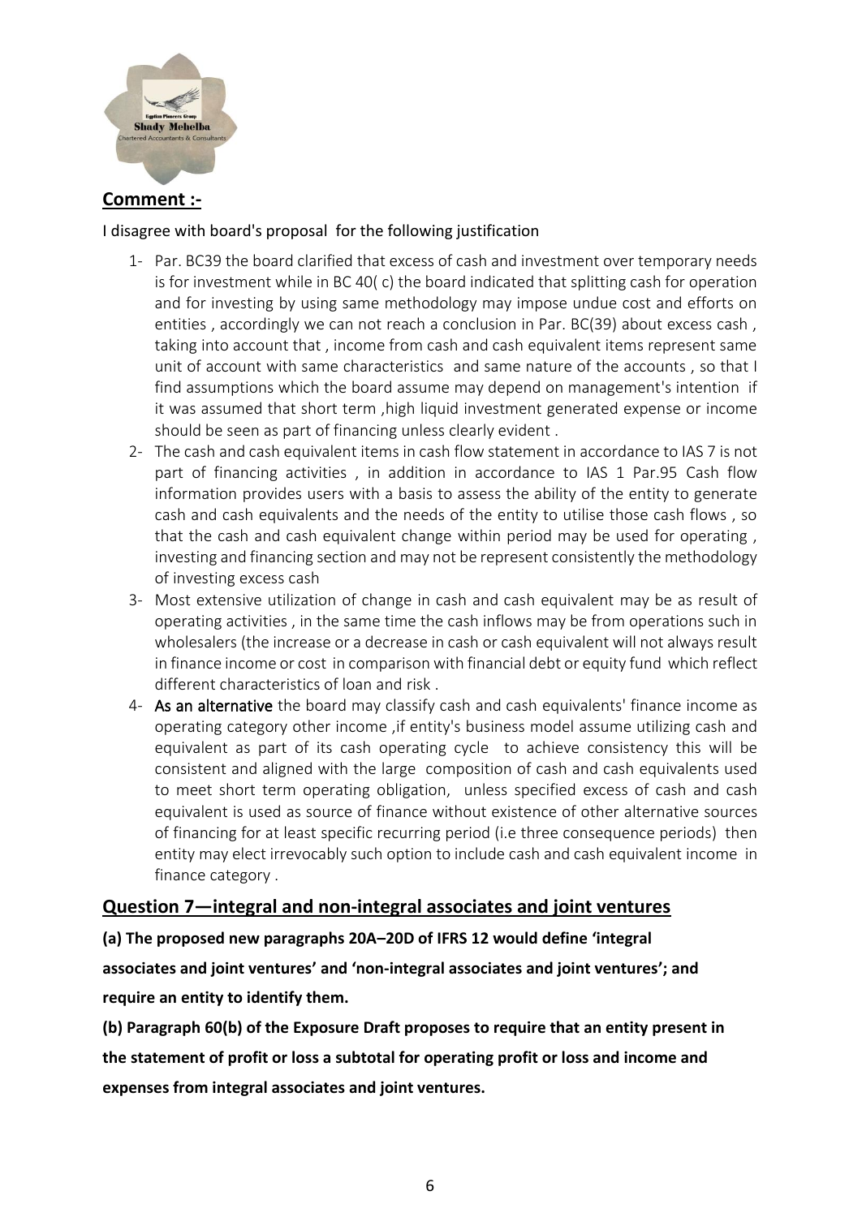## Comment :-

I disagree with board's proposal for the following justification

1. Par. BC39 the board clarified that excess of cash and investment over temporary needs is for investment while in BC 40( c) the board indicated that splitting cash for operation and for investing by using same methodology may impose undue cost and efforts on entities , accordingly we can not reach a conclusion in Par. BC(39) about excess cash , taking into account that , income from cash and cash equivalent items represent same unit of account with same characteristics and same nature of the accounts , so that I find assumptions which the board assume may depend on management's intention if it was assumed that short term ,high liquid investment generated expense or income should be seen as part of financing unless clearly evident .
2. The cash and cash equivalent items in cash flow statement in accordance to IAS 7 is not part of financing activities , in addition in accordance to IAS 1 Par.95 Cash flow information provides users with a basis to assess the ability of the entity to generate cash and cash equivalents and the needs of the entity to utilise those cash flows , so that the cash and cash equivalent change within period may be used for operating , investing and financing section and may not be represent consistently the methodology of investing excess cash
3. Most extensive utilization of change in cash and cash equivalent may be as result of operating activities , in the same time the cash inflows may be from operations such in wholesalers (the increase or a decrease in cash or cash equivalent will not always result in finance income or cost in comparison with financial debt or equity fund which reflect different characteristics of loan and risk .
4. **As an alternative** the board may classify cash and cash equivalents' finance income as operating category other income ,if entity's business model assume utilizing cash and equivalent as part of its cash operating cycle to achieve consistency this will be consistent and aligned with the large composition of cash and cash equivalents used to meet short term operating obligation, unless specified excess of cash and cash equivalent is used as source of finance without existence of other alternative sources of financing for at least specific recurring period (i.e three consequence periods) then entity may elect irrevocably such option to include cash and cash equivalent income in finance category .

## Question 7—integral and non-integral associates and joint ventures

**(a) The proposed new paragraphs 20A–20D of IFRS 12 would define 'integral associates and joint ventures' and 'non-integral associates and joint ventures'; and require an entity to identify them.**

**(b) Paragraph 60(b) of the Exposure Draft proposes to require that an entity present in the statement of profit or loss a subtotal for operating profit or loss and income and expenses from integral associates and joint ventures.**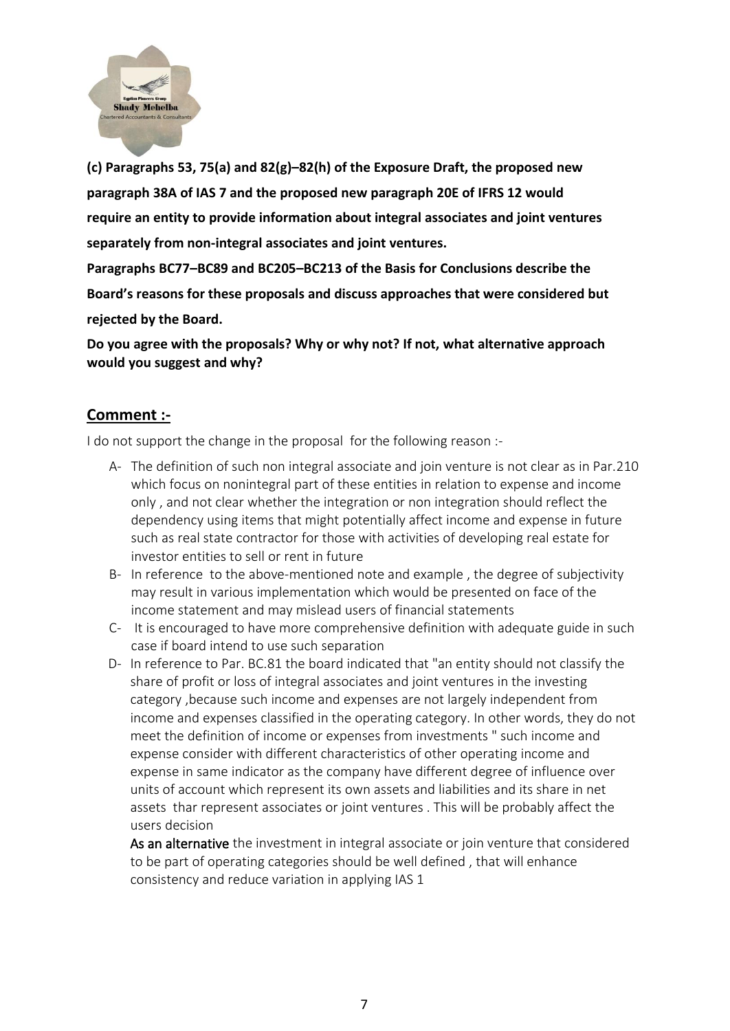**(c) Paragraphs 53, 75(a) and 82(g)–82(h) of the Exposure Draft, the proposed new paragraph 38A of IAS 7 and the proposed new paragraph 20E of IFRS 12 would require an entity to provide information about integral associates and joint ventures separately from non-integral associates and joint ventures.**

**Paragraphs BC77–BC89 and BC205–BC213 of the Basis for Conclusions describe the Board's reasons for these proposals and discuss approaches that were considered but rejected by the Board.**

**Do you agree with the proposals? Why or why not? If not, what alternative approach would you suggest and why?**

## Comment :-

I do not support the change in the proposal for the following reason :-

A- The definition of such non integral associate and join venture is not clear as in Par.210 which focus on nonintegral part of these entities in relation to expense and income only , and not clear whether the integration or non integration should reflect the dependency using items that might potentially affect income and expense in future such as real state contractor for those with activities of developing real estate for investor entities to sell or rent in future

B- In reference to the above-mentioned note and example , the degree of subjectivity may result in various implementation which would be presented on face of the income statement and may mislead users of financial statements

C- It is encouraged to have more comprehensive definition with adequate guide in such case if board intend to use such separation

D- In reference to Par. BC.81 the board indicated that "an entity should not classify the share of profit or loss of integral associates and joint ventures in the investing category ,because such income and expenses are not largely independent from income and expenses classified in the operating category. In other words, they do not meet the definition of income or expenses from investments " such income and expense consider with different characteristics of other operating income and expense in same indicator as the company have different degree of influence over units of account which represent its own assets and liabilities and its share in net assets thar represent associates or joint ventures . This will be probably affect the users decision

As an alternative the investment in integral associate or join venture that considered to be part of operating categories should be well defined , that will enhance consistency and reduce variation in applying IAS 1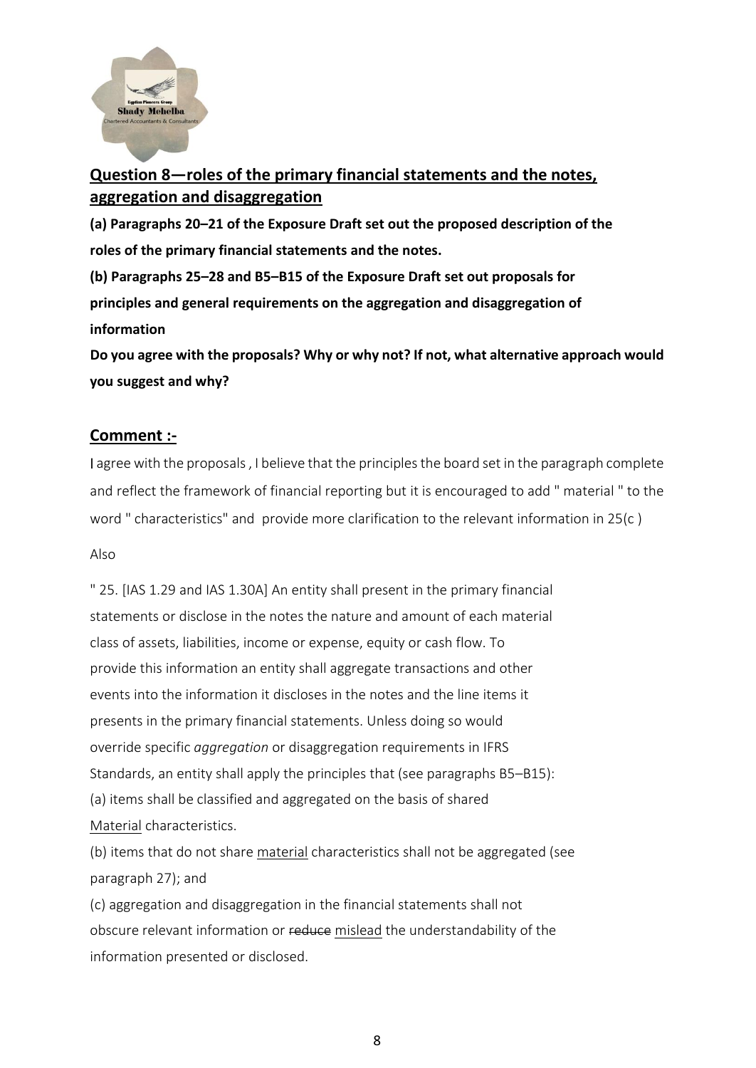## Question 8—roles of the primary financial statements and the notes, aggregation and disaggregation

**(a) Paragraphs 20–21 of the Exposure Draft set out the proposed description of the roles of the primary financial statements and the notes.**

**(b) Paragraphs 25–28 and B5–B15 of the Exposure Draft set out proposals for principles and general requirements on the aggregation and disaggregation of information**

**Do you agree with the proposals? Why or why not? If not, what alternative approach would you suggest and why?**

## Comment :-

I agree with the proposals , I believe that the principles the board set in the paragraph complete and reflect the framework of financial reporting but it is encouraged to add " material " to the word " characteristics" and provide more clarification to the relevant information in 25(c )

Also

" 25. [IAS 1.29 and IAS 1.30A] An entity shall present in the primary financial statements or disclose in the notes the nature and amount of each material class of assets, liabilities, income or expense, equity or cash flow. To provide this information an entity shall aggregate transactions and other events into the information it discloses in the notes and the line items it presents in the primary financial statements. Unless doing so would override specific *aggregation* or disaggregation requirements in IFRS Standards, an entity shall apply the principles that (see paragraphs B5–B15):

(a) items shall be classified and aggregated on the basis of shared <u>Material</u> characteristics.

(b) items that do not share <u>material</u> characteristics shall not be aggregated (see paragraph 27); and

(c) aggregation and disaggregation in the financial statements shall not obscure relevant information or ~~reduce~~ <u>mislead</u> the understandability of the information presented or disclosed.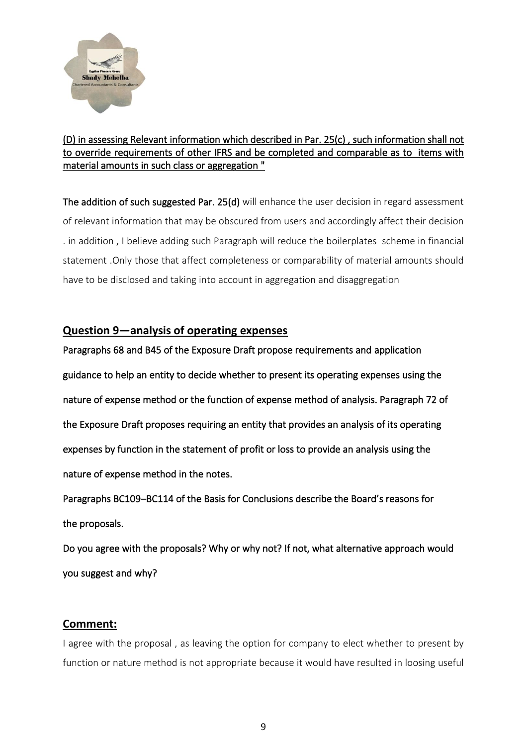<u>(D) in assessing Relevant information which described in Par. 25(c) , such information shall not to override requirements of other IFRS and be completed and comparable as to items with material amounts in such class or aggregation "</u>

**The addition of such suggested Par. 25(d)** will enhance the user decision in regard assessment of relevant information that may be obscured from users and accordingly affect their decision . in addition , I believe adding such Paragraph will reduce the boilerplates scheme in financial statement .Only those that affect completeness or comparability of material amounts should have to be disclosed and taking into account in aggregation and disaggregation

## Question 9—analysis of operating expenses

**Paragraphs 68 and B45 of the Exposure Draft propose requirements and application guidance to help an entity to decide whether to present its operating expenses using the nature of expense method or the function of expense method of analysis. Paragraph 72 of the Exposure Draft proposes requiring an entity that provides an analysis of its operating expenses by function in the statement of profit or loss to provide an analysis using the nature of expense method in the notes.**

**Paragraphs BC109–BC114 of the Basis for Conclusions describe the Board's reasons for the proposals.**

**Do you agree with the proposals? Why or why not? If not, what alternative approach would you suggest and why?**

## Comment:

I agree with the proposal , as leaving the option for company to elect whether to present by function or nature method is not appropriate because it would have resulted in loosing useful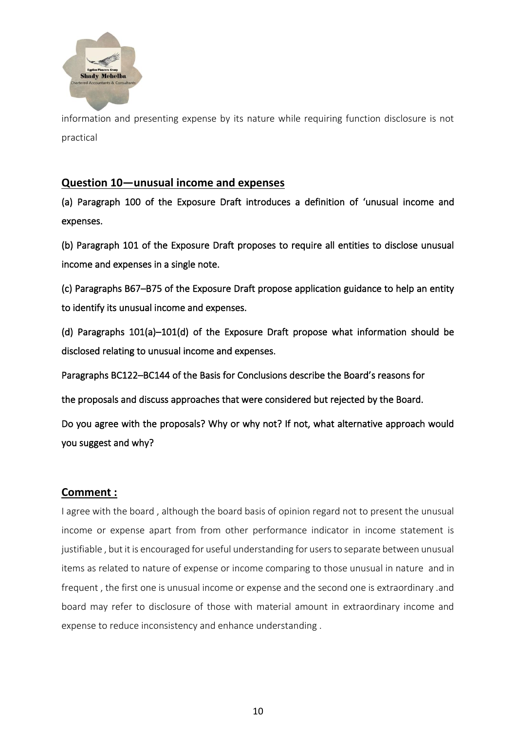information and presenting expense by its nature while requiring function disclosure is not practical

## Question 10—unusual income and expenses

(a) Paragraph 100 of the Exposure Draft introduces a definition of 'unusual income and expenses.

(b) Paragraph 101 of the Exposure Draft proposes to require all entities to disclose unusual income and expenses in a single note.

(c) Paragraphs B67–B75 of the Exposure Draft propose application guidance to help an entity to identify its unusual income and expenses.

(d) Paragraphs 101(a)–101(d) of the Exposure Draft propose what information should be disclosed relating to unusual income and expenses.

Paragraphs BC122–BC144 of the Basis for Conclusions describe the Board's reasons for

the proposals and discuss approaches that were considered but rejected by the Board.

Do you agree with the proposals? Why or why not? If not, what alternative approach would you suggest and why?

## Comment :

I agree with the board , although the board basis of opinion regard not to present the unusual income or expense apart from from other performance indicator in income statement is justifiable , but it is encouraged for useful understanding for users to separate between unusual items as related to nature of expense or income comparing to those unusual in nature and in frequent , the first one is unusual income or expense and the second one is extraordinary .and board may refer to disclosure of those with material amount in extraordinary income and expense to reduce inconsistency and enhance understanding .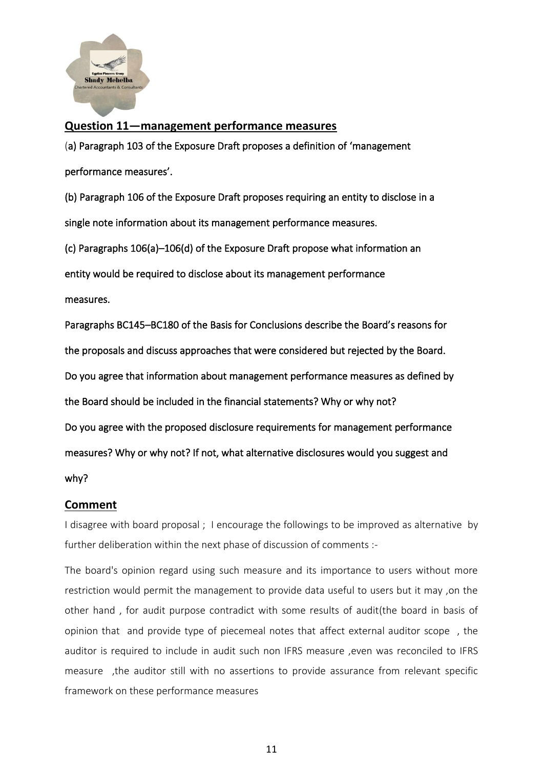## Question 11—management performance measures

(a) Paragraph 103 of the Exposure Draft proposes a definition of 'management performance measures'.

(b) Paragraph 106 of the Exposure Draft proposes requiring an entity to disclose in a single note information about its management performance measures.

(c) Paragraphs 106(a)–106(d) of the Exposure Draft propose what information an entity would be required to disclose about its management performance measures.

Paragraphs BC145–BC180 of the Basis for Conclusions describe the Board's reasons for the proposals and discuss approaches that were considered but rejected by the Board.

Do you agree that information about management performance measures as defined by the Board should be included in the financial statements? Why or why not?

Do you agree with the proposed disclosure requirements for management performance measures? Why or why not? If not, what alternative disclosures would you suggest and why?

## Comment

I disagree with board proposal ; I encourage the followings to be improved as alternative by further deliberation within the next phase of discussion of comments :-

The board's opinion regard using such measure and its importance to users without more restriction would permit the management to provide data useful to users but it may ,on the other hand , for audit purpose contradict with some results of audit(the board in basis of opinion that and provide type of piecemeal notes that affect external auditor scope , the auditor is required to include in audit such non IFRS measure ,even was reconciled to IFRS measure ,the auditor still with no assertions to provide assurance from relevant specific framework on these performance measures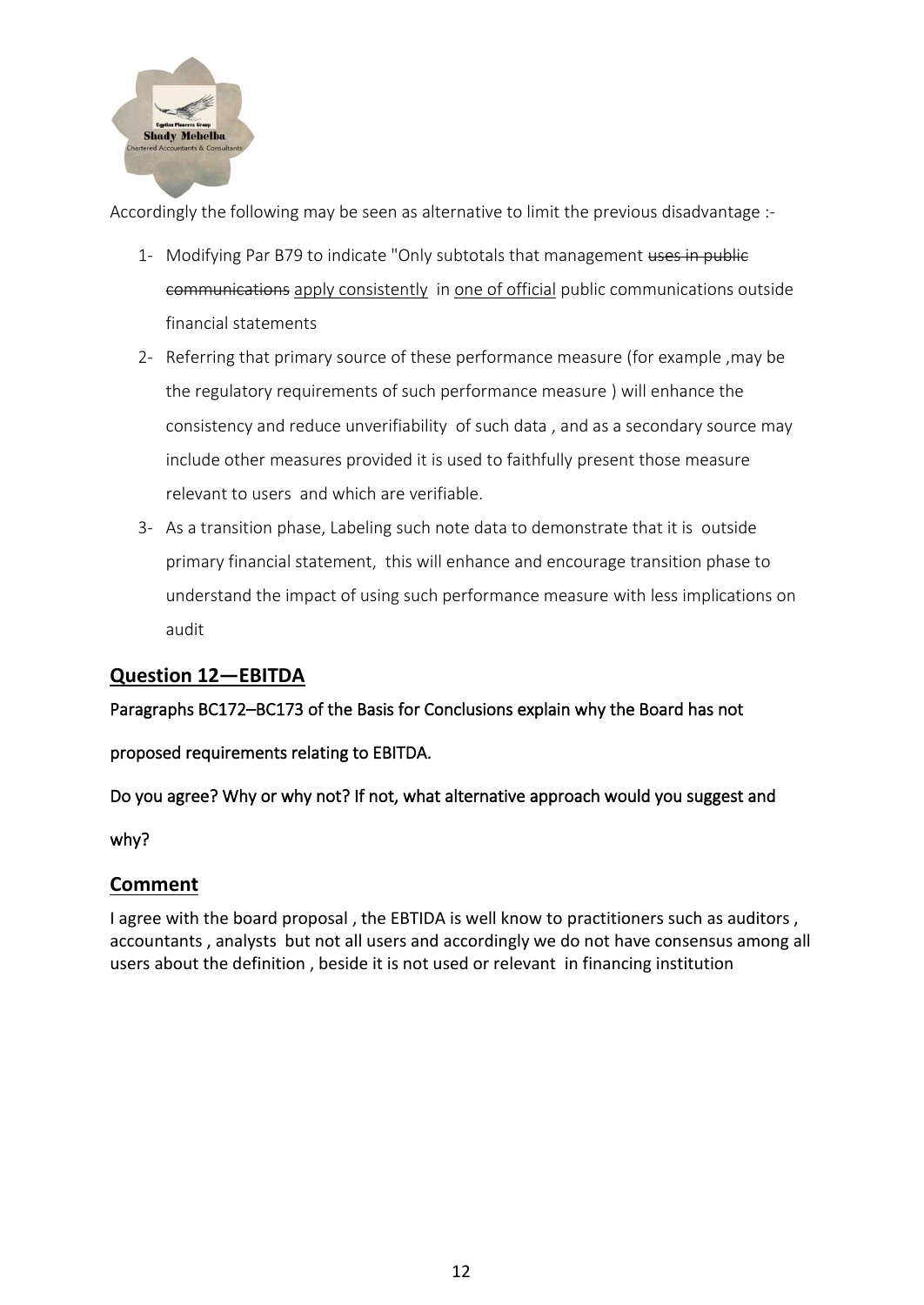Accordingly the following may be seen as alternative to limit the previous disadvantage :-

1- Modifying Par B79 to indicate "Only subtotals that management ~~uses in public communications~~ <u>apply consistently</u> in <u>one of official</u> public communications outside financial statements

2- Referring that primary source of these performance measure (for example ,may be the regulatory requirements of such performance measure ) will enhance the consistency and reduce unverifiability of such data , and as a secondary source may include other measures provided it is used to faithfully present those measure relevant to users and which are verifiable.

3- As a transition phase, Labeling such note data to demonstrate that it is outside primary financial statement, this will enhance and encourage transition phase to understand the impact of using such performance measure with less implications on audit

## Question 12—EBITDA

Paragraphs BC172–BC173 of the Basis for Conclusions explain why the Board has not

proposed requirements relating to EBITDA.

Do you agree? Why or why not? If not, what alternative approach would you suggest and

why?

## Comment

I agree with the board proposal , the EBTIDA is well know to practitioners such as auditors , accountants , analysts but not all users and accordingly we do not have consensus among all users about the definition , beside it is not used or relevant in financing institution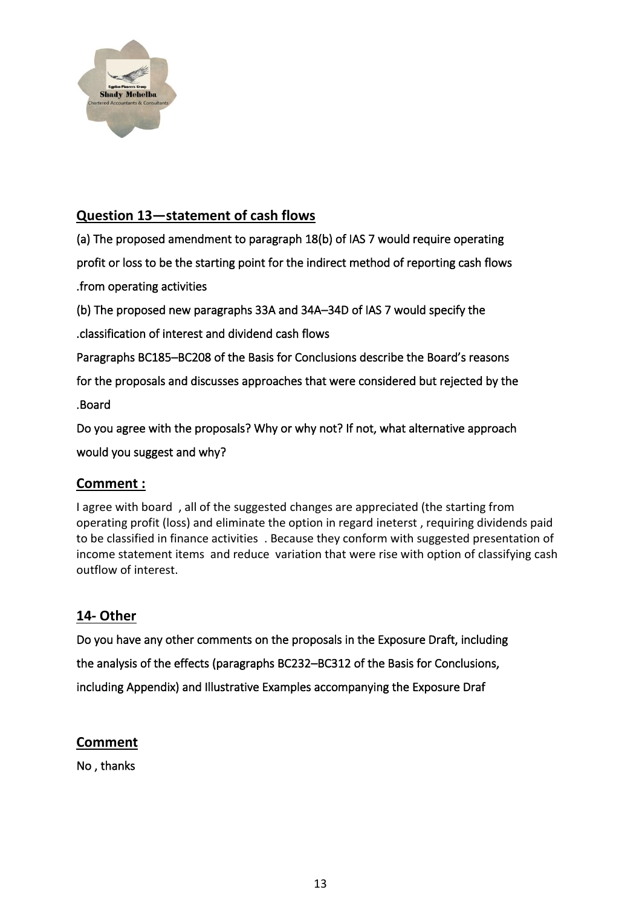## Question 13—statement of cash flows

(a) The proposed amendment to paragraph 18(b) of IAS 7 would require operating profit or loss to be the starting point for the indirect method of reporting cash flows .from operating activities

(b) The proposed new paragraphs 33A and 34A–34D of IAS 7 would specify the .classification of interest and dividend cash flows

Paragraphs BC185–BC208 of the Basis for Conclusions describe the Board's reasons for the proposals and discusses approaches that were considered but rejected by the .Board

Do you agree with the proposals? Why or why not? If not, what alternative approach would you suggest and why?

## Comment :

I agree with board , all of the suggested changes are appreciated (the starting from operating profit (loss) and eliminate the option in regard ineterst , requiring dividends paid to be classified in finance activities . Because they conform with suggested presentation of income statement items and reduce variation that were rise with option of classifying cash outflow of interest.

## 14- Other

Do you have any other comments on the proposals in the Exposure Draft, including the analysis of the effects (paragraphs BC232–BC312 of the Basis for Conclusions, including Appendix) and Illustrative Examples accompanying the Exposure Draf

## Comment

No , thanks